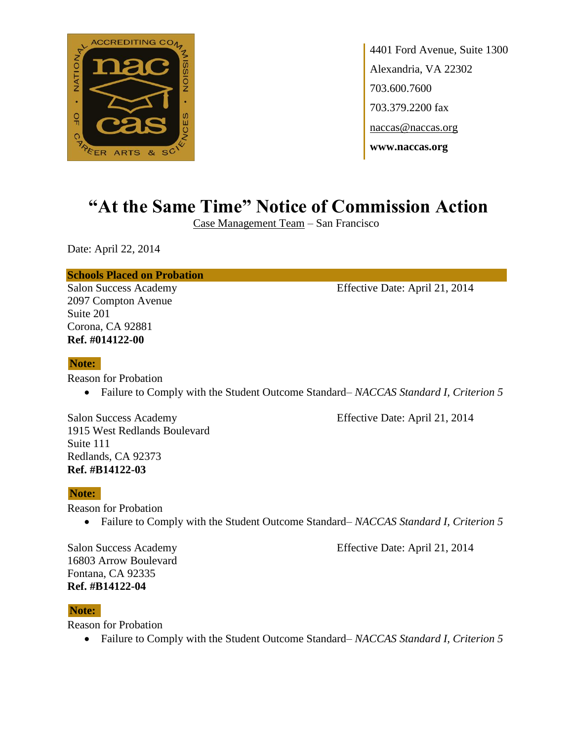4401 Ford Avenue, Suite 1300
Alexandria, VA 22302
703.600.7600
703.379.2200 fax
naccas@naccas.org
**www.naccas.org**

# "At the Same Time" Notice of Commission Action

Case Management Team – San Francisco

Date: April 22, 2014

## Schools Placed on Probation

Salon Success Academy
2097 Compton Avenue
Suite 201
Corona, CA 92881
**Ref. #014122-00**

Effective Date: April 21, 2014

**Note:**

Reason for Probation

- Failure to Comply with the Student Outcome Standard– *NACCAS Standard I, Criterion 5*

Salon Success Academy
1915 West Redlands Boulevard
Suite 111
Redlands, CA 92373
**Ref. #B14122-03**

Effective Date: April 21, 2014

**Note:**

Reason for Probation

- Failure to Comply with the Student Outcome Standard– *NACCAS Standard I, Criterion 5*

Salon Success Academy
16803 Arrow Boulevard
Fontana, CA 92335
**Ref. #B14122-04**

Effective Date: April 21, 2014

**Note:**

Reason for Probation

- Failure to Comply with the Student Outcome Standard– *NACCAS Standard I, Criterion 5*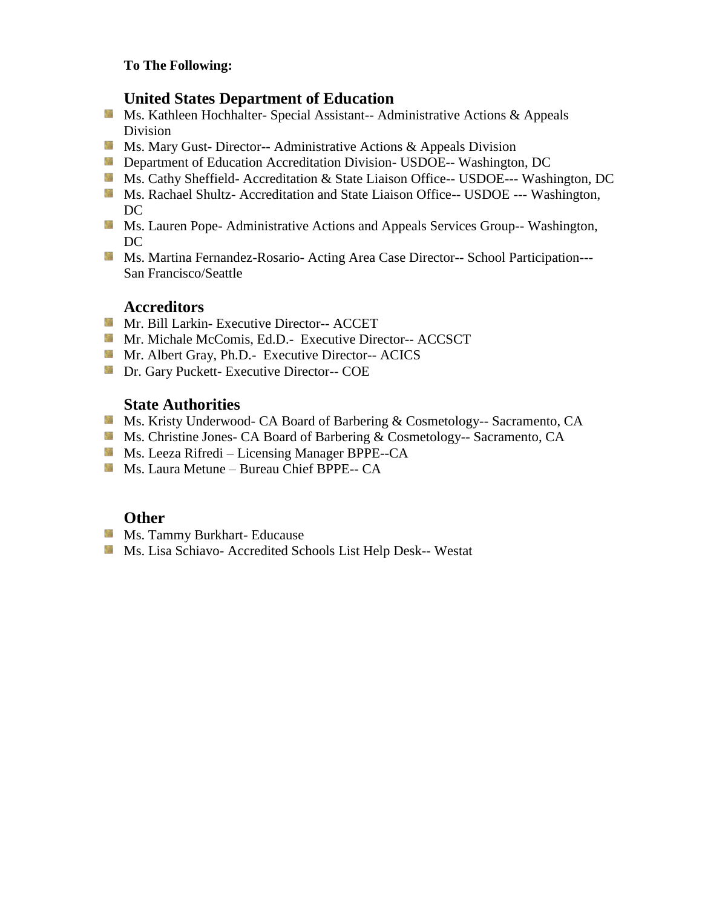**To The Following:**

## United States Department of Education

- Ms. Kathleen Hochhalter- Special Assistant-- Administrative Actions & Appeals Division
- Ms. Mary Gust- Director-- Administrative Actions & Appeals Division
- Department of Education Accreditation Division- USDOE-- Washington, DC
- Ms. Cathy Sheffield- Accreditation & State Liaison Office-- USDOE--- Washington, DC
- Ms. Rachael Shultz- Accreditation and State Liaison Office-- USDOE --- Washington, DC
- Ms. Lauren Pope- Administrative Actions and Appeals Services Group-- Washington, DC
- Ms. Martina Fernandez-Rosario- Acting Area Case Director-- School Participation--- San Francisco/Seattle

## Accreditors

- Mr. Bill Larkin- Executive Director-- ACCET
- Mr. Michale McComis, Ed.D.- Executive Director-- ACCSCT
- Mr. Albert Gray, Ph.D.- Executive Director-- ACICS
- Dr. Gary Puckett- Executive Director-- COE

## State Authorities

- Ms. Kristy Underwood- CA Board of Barbering & Cosmetology-- Sacramento, CA
- Ms. Christine Jones- CA Board of Barbering & Cosmetology-- Sacramento, CA
- Ms. Leeza Rifredi – Licensing Manager BPPE--CA
- Ms. Laura Metune – Bureau Chief BPPE-- CA

## Other

- Ms. Tammy Burkhart- Educause
- Ms. Lisa Schiavo- Accredited Schools List Help Desk-- Westat